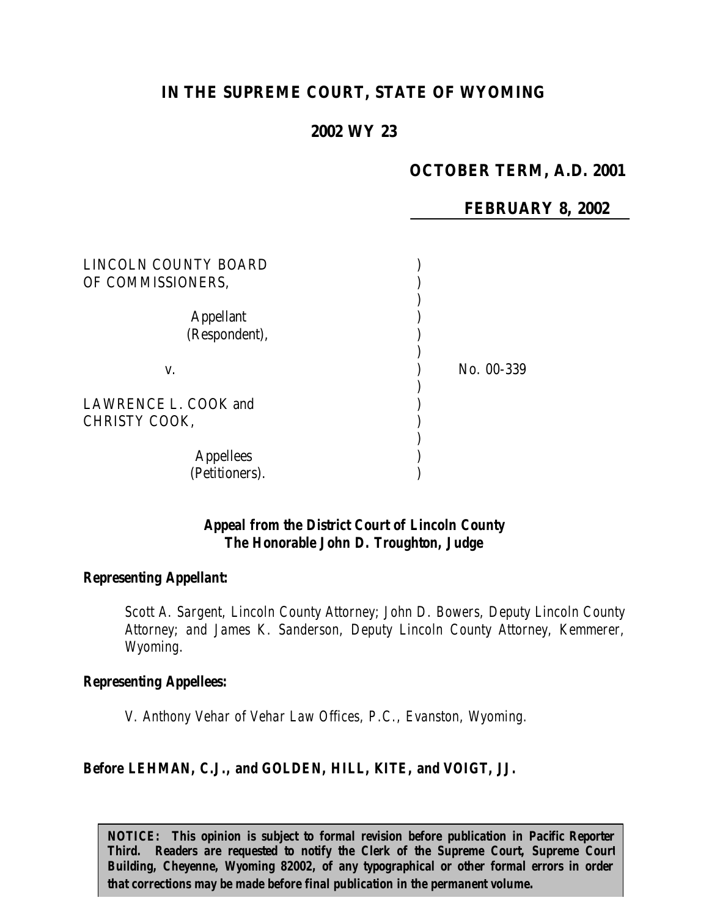# IN THE SUPREME COURT, STATE OF WYOMING

## 2002 WY 23

**OCTOBER TERM, A.D. 2001**

**FEBRUARY 8, 2002**

| | |
|---|---|
| LINCOLN COUNTY BOARD OF COMMISSIONERS,<br><br>Appellant (Respondent),<br><br>v.<br><br>LAWRENCE L. COOK and CHRISTY COOK,<br><br>Appellees (Petitioners). | No. 00-339 |

***Appeal from the District Court of Lincoln County***
***The Honorable John D. Troughton, Judge***

***Representing Appellant:***

Scott A. Sargent, Lincoln County Attorney; John D. Bowers, Deputy Lincoln County Attorney; and James K. Sanderson, Deputy Lincoln County Attorney, Kemmerer, Wyoming.

***Representing Appellees:***

V. Anthony Vehar of Vehar Law Offices, P.C., Evanston, Wyoming.

***Before LEHMAN, C.J., and GOLDEN, HILL, KITE, and VOIGT, JJ.***

**NOTICE: This opinion is subject to formal revision before publication in Pacific Reporter Third. Readers are requested to notify the Clerk of the Supreme Court, Supreme Court Building, Cheyenne, Wyoming 82002, of any typographical or other formal errors in order that corrections may be made before final publication in the permanent volume.**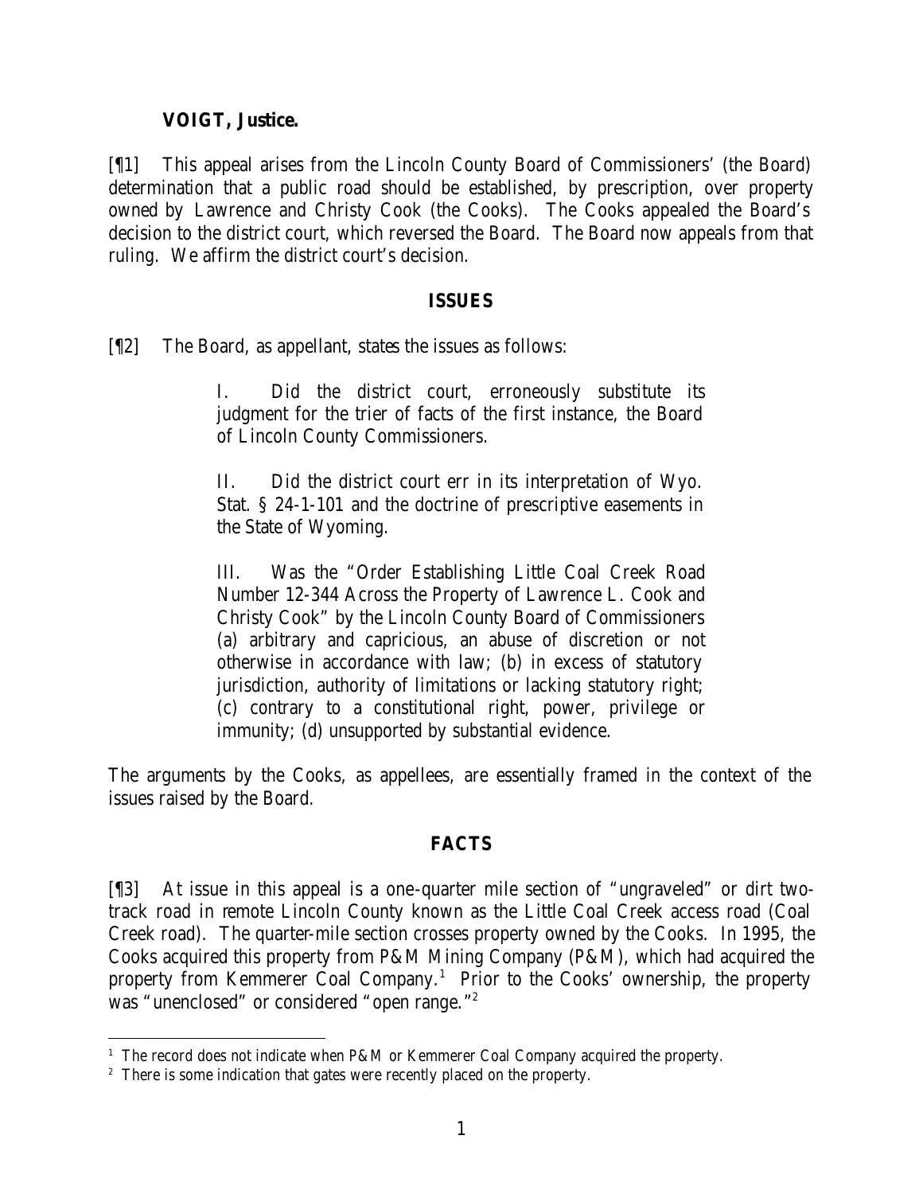**VOIGT, Justice.**

[¶1] This appeal arises from the Lincoln County Board of Commissioners' (the Board) determination that a public road should be established, by prescription, over property owned by Lawrence and Christy Cook (the Cooks). The Cooks appealed the Board's decision to the district court, which reversed the Board. The Board now appeals from that ruling. We affirm the district court's decision.

## ISSUES

[¶2] The Board, as appellant, states the issues as follows:

> I. Did the district court, erroneously substitute its judgment for the trier of facts of the first instance, the Board of Lincoln County Commissioners.
>
> II. Did the district court err in its interpretation of Wyo. Stat. § 24-1-101 and the doctrine of prescriptive easements in the State of Wyoming.
>
> III. Was the "Order Establishing Little Coal Creek Road Number 12-344 Across the Property of Lawrence L. Cook and Christy Cook" by the Lincoln County Board of Commissioners (a) arbitrary and capricious, an abuse of discretion or not otherwise in accordance with law; (b) in excess of statutory jurisdiction, authority of limitations or lacking statutory right; (c) contrary to a constitutional right, power, privilege or immunity; (d) unsupported by substantial evidence.

The arguments by the Cooks, as appellees, are essentially framed in the context of the issues raised by the Board.

## FACTS

[¶3] At issue in this appeal is a one-quarter mile section of "ungraveled" or dirt two-track road in remote Lincoln County known as the Little Coal Creek access road (Coal Creek road). The quarter-mile section crosses property owned by the Cooks. In 1995, the Cooks acquired this property from P&M Mining Company (P&M), which had acquired the property from Kemmerer Coal Company.[1] Prior to the Cooks' ownership, the property was "unenclosed" or considered "open range."[2]

---

[1] The record does not indicate when P&M or Kemmerer Coal Company acquired the property.

[2] There is some indication that gates were recently placed on the property.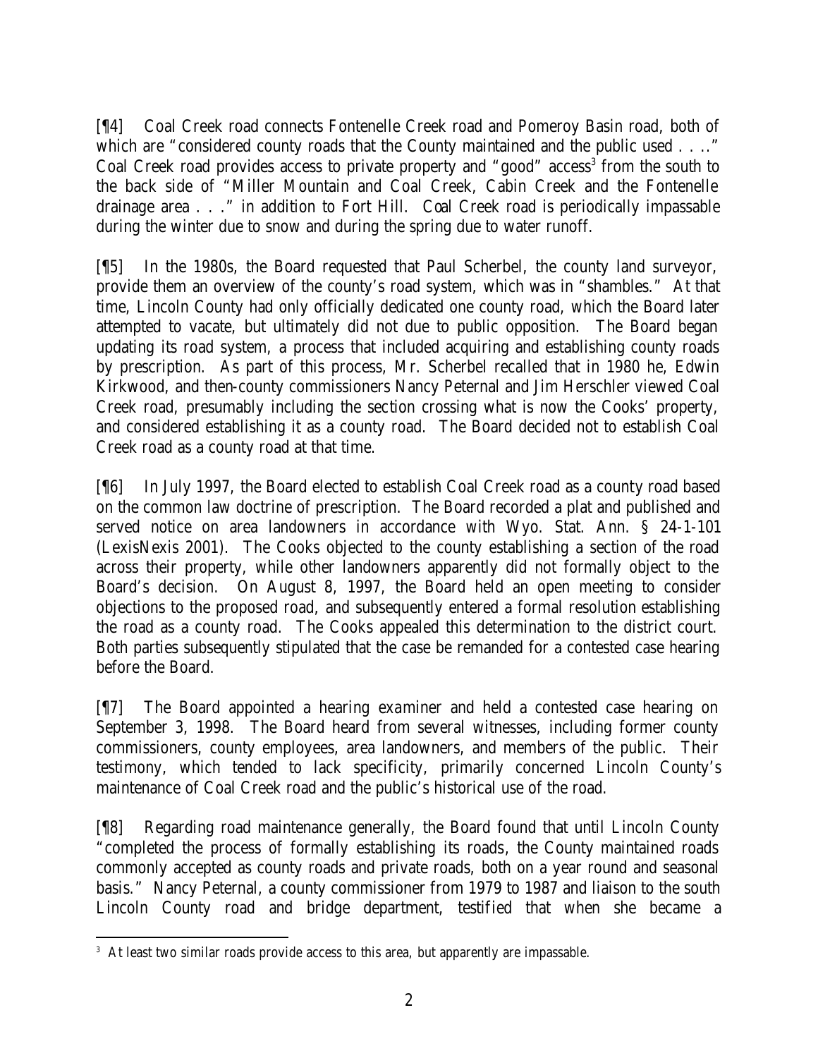[¶4] Coal Creek road connects Fontenelle Creek road and Pomeroy Basin road, both of which are "considered county roads that the County maintained and the public used . . .." Coal Creek road provides access to private property and "good" access[3] from the south to the back side of "Miller Mountain and Coal Creek, Cabin Creek and the Fontenelle drainage area . . ." in addition to Fort Hill. Coal Creek road is periodically impassable during the winter due to snow and during the spring due to water runoff.

[¶5] In the 1980s, the Board requested that Paul Scherbel, the county land surveyor, provide them an overview of the county's road system, which was in "shambles." At that time, Lincoln County had only officially dedicated one county road, which the Board later attempted to vacate, but ultimately did not due to public opposition. The Board began updating its road system, a process that included acquiring and establishing county roads by prescription. As part of this process, Mr. Scherbel recalled that in 1980 he, Edwin Kirkwood, and then-county commissioners Nancy Peternal and Jim Herschler viewed Coal Creek road, presumably including the section crossing what is now the Cooks' property, and considered establishing it as a county road. The Board decided not to establish Coal Creek road as a county road at that time.

[¶6] In July 1997, the Board elected to establish Coal Creek road as a county road based on the common law doctrine of prescription. The Board recorded a plat and published and served notice on area landowners in accordance with Wyo. Stat. Ann. § 24-1-101 (LexisNexis 2001). The Cooks objected to the county establishing a section of the road across their property, while other landowners apparently did not formally object to the Board's decision. On August 8, 1997, the Board held an open meeting to consider objections to the proposed road, and subsequently entered a formal resolution establishing the road as a county road. The Cooks appealed this determination to the district court. Both parties subsequently stipulated that the case be remanded for a contested case hearing before the Board.

[¶7] The Board appointed a hearing examiner and held a contested case hearing on September 3, 1998. The Board heard from several witnesses, including former county commissioners, county employees, area landowners, and members of the public. Their testimony, which tended to lack specificity, primarily concerned Lincoln County's maintenance of Coal Creek road and the public's historical use of the road.

[¶8] Regarding road maintenance generally, the Board found that until Lincoln County "completed the process of formally establishing its roads, the County maintained roads commonly accepted as county roads and private roads, both on a year round and seasonal basis." Nancy Peternal, a county commissioner from 1979 to 1987 and liaison to the south Lincoln County road and bridge department, testified that when she became a

[3] At least two similar roads provide access to this area, but apparently are impassable.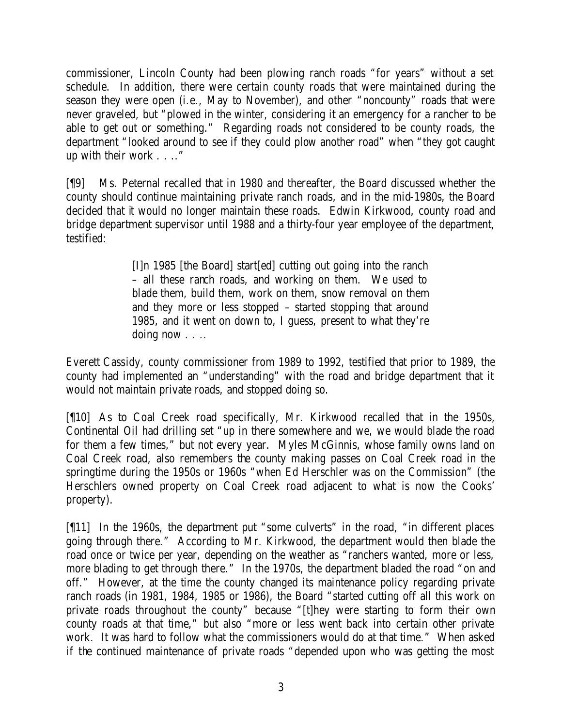commissioner, Lincoln County had been plowing ranch roads "for years" without a set schedule. In addition, there were certain county roads that were maintained during the season they were open (i.e., May to November), and other "noncounty" roads that were never graveled, but "plowed in the winter, considering it an emergency for a rancher to be able to get out or something." Regarding roads not considered to be county roads, the department "looked around to see if they could plow another road" when "they got caught up with their work . . .."

[¶9] Ms. Peternal recalled that in 1980 and thereafter, the Board discussed whether the county should continue maintaining private ranch roads, and in the mid-1980s, the Board decided that it would no longer maintain these roads. Edwin Kirkwood, county road and bridge department supervisor until 1988 and a thirty-four year employee of the department, testified:

> [I]n 1985 [the Board] start[ed] cutting out going into the ranch – all these ranch roads, and working on them. We used to blade them, build them, work on them, snow removal on them and they more or less stopped – started stopping that around 1985, and it went on down to, I guess, present to what they're doing now . . ..

Everett Cassidy, county commissioner from 1989 to 1992, testified that prior to 1989, the county had implemented an "understanding" with the road and bridge department that it would not maintain private roads, and stopped doing so.

[¶10] As to Coal Creek road specifically, Mr. Kirkwood recalled that in the 1950s, Continental Oil had drilling set "up in there somewhere and we, we would blade the road for them a few times," but not every year. Myles McGinnis, whose family owns land on Coal Creek road, also remembers the county making passes on Coal Creek road in the springtime during the 1950s or 1960s "when Ed Herschler was on the Commission" (the Herschlers owned property on Coal Creek road adjacent to what is now the Cooks' property).

[¶11] In the 1960s, the department put "some culverts" in the road, "in different places going through there." According to Mr. Kirkwood, the department would then blade the road once or twice per year, depending on the weather as "ranchers wanted, more or less, more blading to get through there." In the 1970s, the department bladed the road "on and off." However, at the time the county changed its maintenance policy regarding private ranch roads (in 1981, 1984, 1985 or 1986), the Board "started cutting off all this work on private roads throughout the county" because "[t]hey were starting to form their own county roads at that time," but also "more or less went back into certain other private work. It was hard to follow what the commissioners would do at that time." When asked if the continued maintenance of private roads "depended upon who was getting the most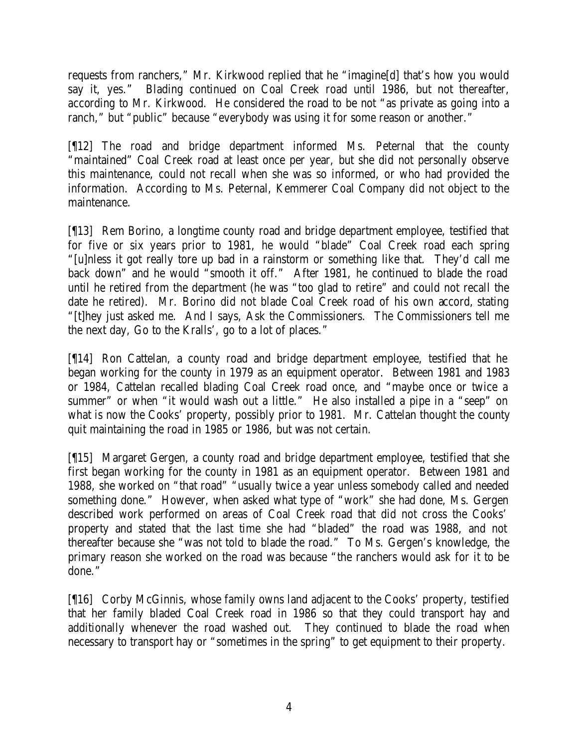requests from ranchers," Mr. Kirkwood replied that he "imagine[d] that's how you would say it, yes." Blading continued on Coal Creek road until 1986, but not thereafter, according to Mr. Kirkwood. He considered the road to be not "as private as going into a ranch," but "public" because "everybody was using it for some reason or another."

[¶12] The road and bridge department informed Ms. Peternal that the county "maintained" Coal Creek road at least once per year, but she did not personally observe this maintenance, could not recall when she was so informed, or who had provided the information. According to Ms. Peternal, Kemmerer Coal Company did not object to the maintenance.

[¶13] Rem Borino, a longtime county road and bridge department employee, testified that for five or six years prior to 1981, he would "blade" Coal Creek road each spring "[u]nless it got really tore up bad in a rainstorm or something like that. They'd call me back down" and he would "smooth it off." After 1981, he continued to blade the road until he retired from the department (he was "too glad to retire" and could not recall the date he retired). Mr. Borino did not blade Coal Creek road of his own accord, stating "[t]hey just asked me. And I says, Ask the Commissioners. The Commissioners tell me the next day, Go to the Kralls', go to a lot of places."

[¶14] Ron Cattelan, a county road and bridge department employee, testified that he began working for the county in 1979 as an equipment operator. Between 1981 and 1983 or 1984, Cattelan recalled blading Coal Creek road once, and "maybe once or twice a summer" or when "it would wash out a little." He also installed a pipe in a "seep" on what is now the Cooks' property, possibly prior to 1981. Mr. Cattelan thought the county quit maintaining the road in 1985 or 1986, but was not certain.

[¶15] Margaret Gergen, a county road and bridge department employee, testified that she first began working for the county in 1981 as an equipment operator. Between 1981 and 1988, she worked on "that road" "usually twice a year unless somebody called and needed something done." However, when asked what type of "work" she had done, Ms. Gergen described work performed on areas of Coal Creek road that did not cross the Cooks' property and stated that the last time she had "bladed" the road was 1988, and not thereafter because she "was not told to blade the road." To Ms. Gergen's knowledge, the primary reason she worked on the road was because "the ranchers would ask for it to be done."

[¶16] Corby McGinnis, whose family owns land adjacent to the Cooks' property, testified that her family bladed Coal Creek road in 1986 so that they could transport hay and additionally whenever the road washed out. They continued to blade the road when necessary to transport hay or "sometimes in the spring" to get equipment to their property.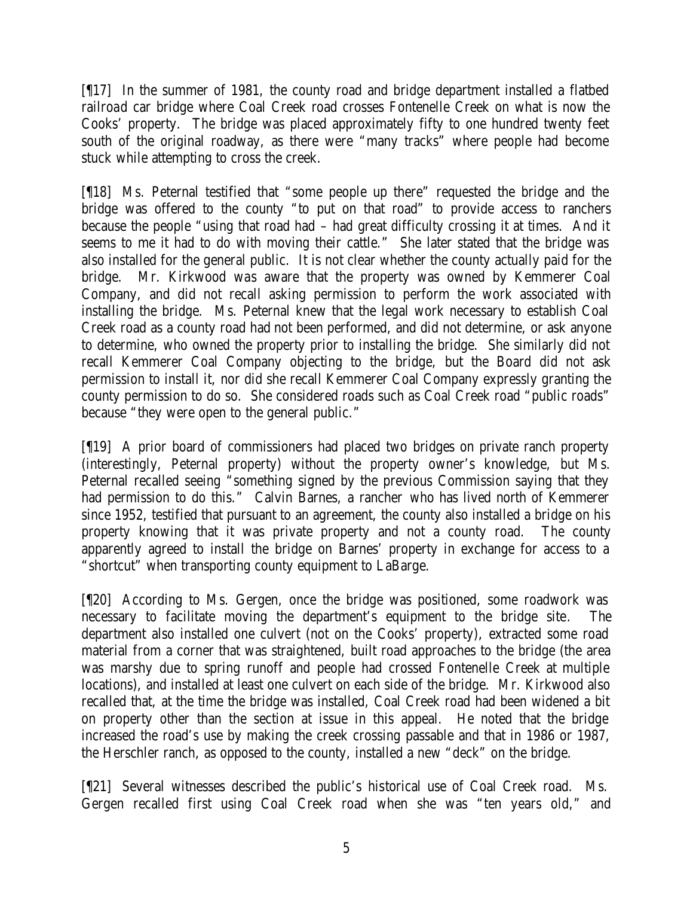[¶17] In the summer of 1981, the county road and bridge department installed a flatbed railroad car bridge where Coal Creek road crosses Fontenelle Creek on what is now the Cooks' property. The bridge was placed approximately fifty to one hundred twenty feet south of the original roadway, as there were "many tracks" where people had become stuck while attempting to cross the creek.

[¶18] Ms. Peternal testified that "some people up there" requested the bridge and the bridge was offered to the county "to put on that road" to provide access to ranchers because the people "using that road had – had great difficulty crossing it at times. And it seems to me it had to do with moving their cattle." She later stated that the bridge was also installed for the general public. It is not clear whether the county actually paid for the bridge. Mr. Kirkwood was aware that the property was owned by Kemmerer Coal Company, and did not recall asking permission to perform the work associated with installing the bridge. Ms. Peternal knew that the legal work necessary to establish Coal Creek road as a county road had not been performed, and did not determine, or ask anyone to determine, who owned the property prior to installing the bridge. She similarly did not recall Kemmerer Coal Company objecting to the bridge, but the Board did not ask permission to install it, nor did she recall Kemmerer Coal Company expressly granting the county permission to do so. She considered roads such as Coal Creek road "public roads" because "they were open to the general public."

[¶19] A prior board of commissioners had placed two bridges on private ranch property (interestingly, Peternal property) without the property owner's knowledge, but Ms. Peternal recalled seeing "something signed by the previous Commission saying that they had permission to do this." Calvin Barnes, a rancher who has lived north of Kemmerer since 1952, testified that pursuant to an agreement, the county also installed a bridge on his property knowing that it was private property and not a county road. The county apparently agreed to install the bridge on Barnes' property in exchange for access to a "shortcut" when transporting county equipment to LaBarge.

[¶20] According to Ms. Gergen, once the bridge was positioned, some roadwork was necessary to facilitate moving the department's equipment to the bridge site. The department also installed one culvert (not on the Cooks' property), extracted some road material from a corner that was straightened, built road approaches to the bridge (the area was marshy due to spring runoff and people had crossed Fontenelle Creek at multiple locations), and installed at least one culvert on each side of the bridge. Mr. Kirkwood also recalled that, at the time the bridge was installed, Coal Creek road had been widened a bit on property other than the section at issue in this appeal. He noted that the bridge increased the road's use by making the creek crossing passable and that in 1986 or 1987, the Herschler ranch, as opposed to the county, installed a new "deck" on the bridge.

[¶21] Several witnesses described the public's historical use of Coal Creek road. Ms. Gergen recalled first using Coal Creek road when she was "ten years old," and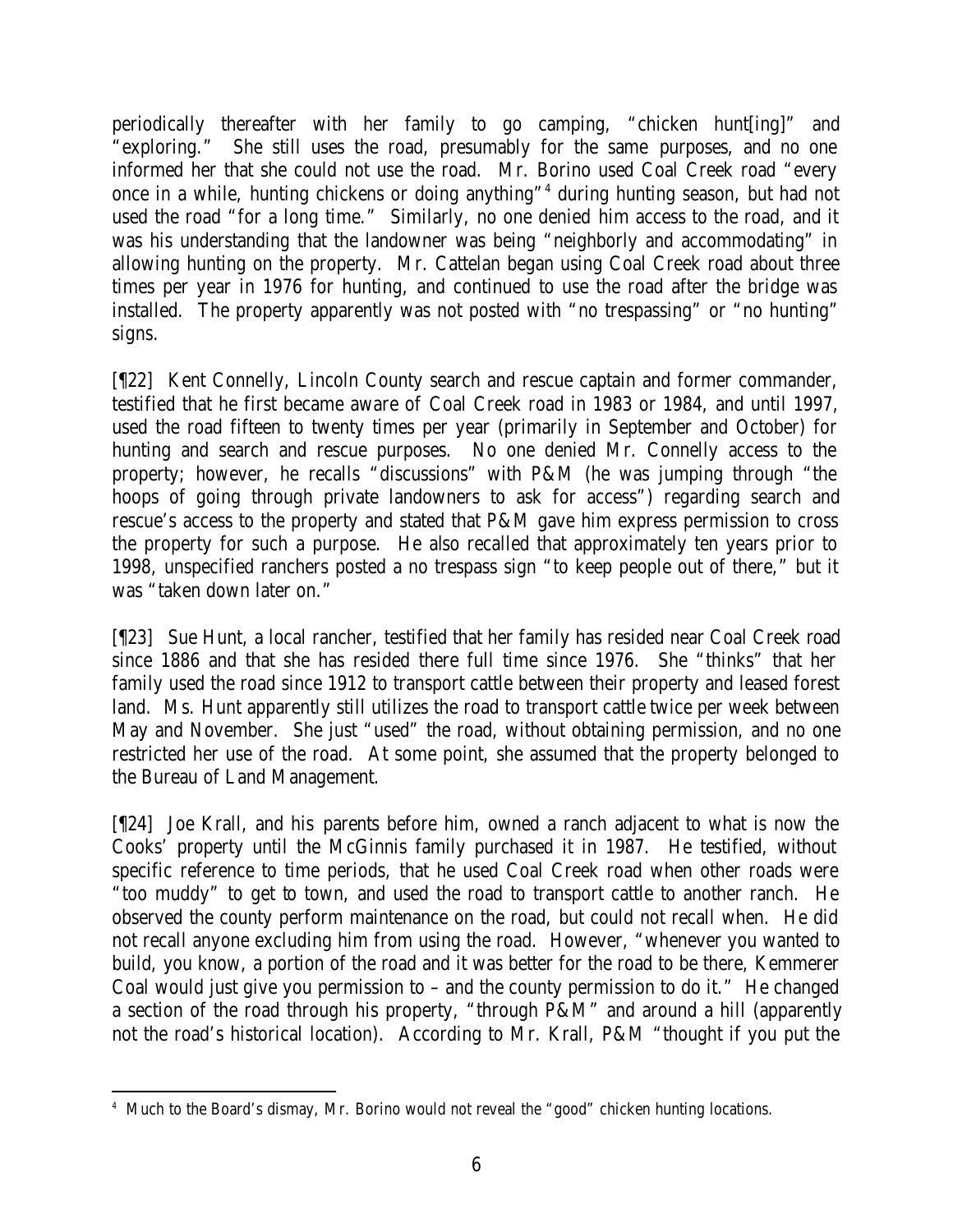periodically thereafter with her family to go camping, "chicken hunt[ing]" and "exploring." She still uses the road, presumably for the same purposes, and no one informed her that she could not use the road. Mr. Borino used Coal Creek road "every once in a while, hunting chickens or doing anything"[4] during hunting season, but had not used the road "for a long time." Similarly, no one denied him access to the road, and it was his understanding that the landowner was being "neighborly and accommodating" in allowing hunting on the property. Mr. Cattelan began using Coal Creek road about three times per year in 1976 for hunting, and continued to use the road after the bridge was installed. The property apparently was not posted with "no trespassing" or "no hunting" signs.

[¶22] Kent Connelly, Lincoln County search and rescue captain and former commander, testified that he first became aware of Coal Creek road in 1983 or 1984, and until 1997, used the road fifteen to twenty times per year (primarily in September and October) for hunting and search and rescue purposes. No one denied Mr. Connelly access to the property; however, he recalls "discussions" with P&M (he was jumping through "the hoops of going through private landowners to ask for access") regarding search and rescue's access to the property and stated that P&M gave him express permission to cross the property for such a purpose. He also recalled that approximately ten years prior to 1998, unspecified ranchers posted a no trespass sign "to keep people out of there," but it was "taken down later on."

[¶23] Sue Hunt, a local rancher, testified that her family has resided near Coal Creek road since 1886 and that she has resided there full time since 1976. She "thinks" that her family used the road since 1912 to transport cattle between their property and leased forest land. Ms. Hunt apparently still utilizes the road to transport cattle twice per week between May and November. She just "used" the road, without obtaining permission, and no one restricted her use of the road. At some point, she assumed that the property belonged to the Bureau of Land Management.

[¶24] Joe Krall, and his parents before him, owned a ranch adjacent to what is now the Cooks' property until the McGinnis family purchased it in 1987. He testified, without specific reference to time periods, that he used Coal Creek road when other roads were "too muddy" to get to town, and used the road to transport cattle to another ranch. He observed the county perform maintenance on the road, but could not recall when. He did not recall anyone excluding him from using the road. However, "whenever you wanted to build, you know, a portion of the road and it was better for the road to be there, Kemmerer Coal would just give you permission to – and the county permission to do it." He changed a section of the road through his property, "through P&M" and around a hill (apparently not the road's historical location). According to Mr. Krall, P&M "thought if you put the

[4] Much to the Board's dismay, Mr. Borino would not reveal the "good" chicken hunting locations.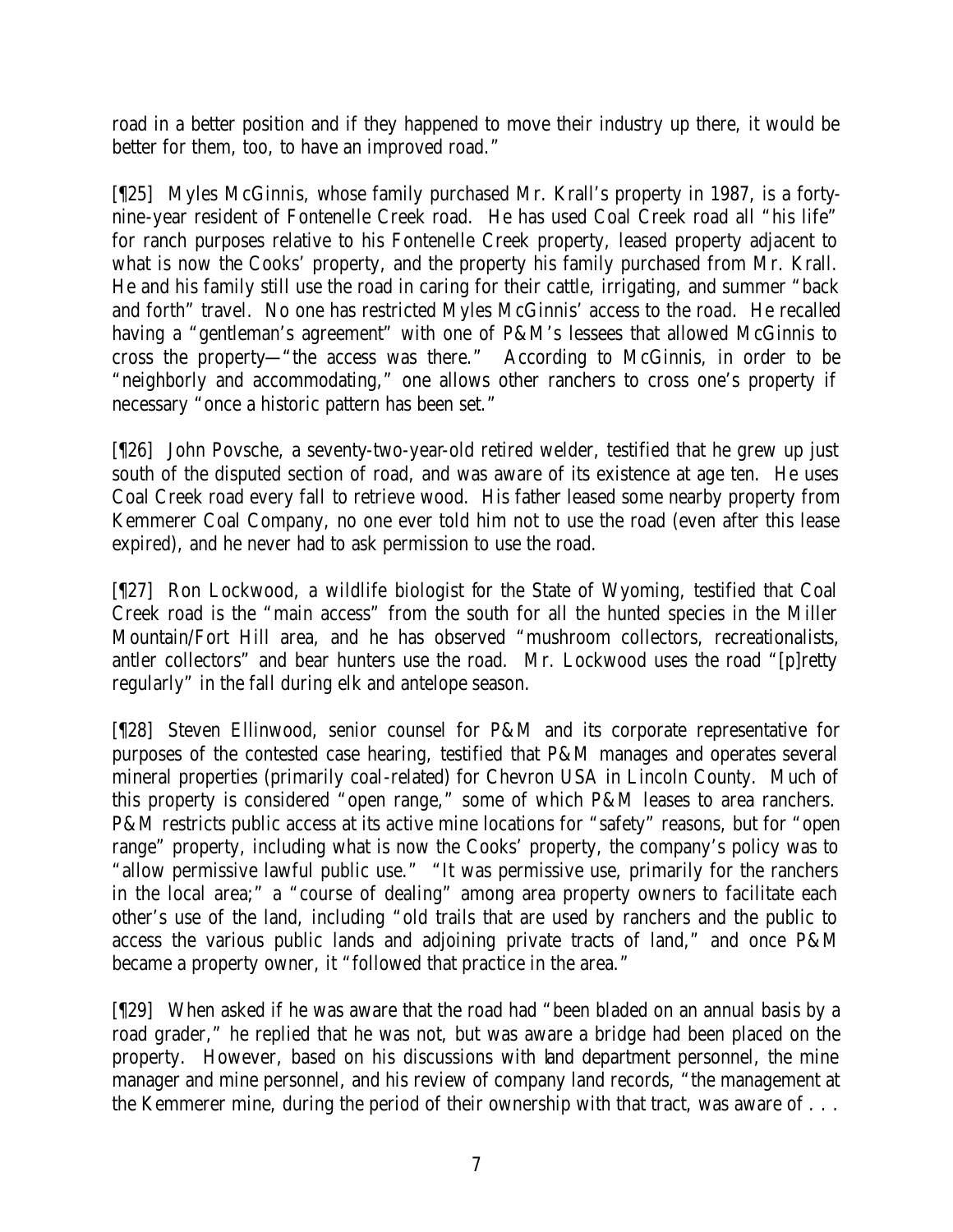road in a better position and if they happened to move their industry up there, it would be better for them, too, to have an improved road."

[¶25] Myles McGinnis, whose family purchased Mr. Krall's property in 1987, is a forty-nine-year resident of Fontenelle Creek road. He has used Coal Creek road all "his life" for ranch purposes relative to his Fontenelle Creek property, leased property adjacent to what is now the Cooks' property, and the property his family purchased from Mr. Krall. He and his family still use the road in caring for their cattle, irrigating, and summer "back and forth" travel. No one has restricted Myles McGinnis' access to the road. He recalled having a "gentleman's agreement" with one of P&M's lessees that allowed McGinnis to cross the property—"the access was there." According to McGinnis, in order to be "neighborly and accommodating," one allows other ranchers to cross one's property if necessary "once a historic pattern has been set."

[¶26] John Povsche, a seventy-two-year-old retired welder, testified that he grew up just south of the disputed section of road, and was aware of its existence at age ten. He uses Coal Creek road every fall to retrieve wood. His father leased some nearby property from Kemmerer Coal Company, no one ever told him not to use the road (even after this lease expired), and he never had to ask permission to use the road.

[¶27] Ron Lockwood, a wildlife biologist for the State of Wyoming, testified that Coal Creek road is the "main access" from the south for all the hunted species in the Miller Mountain/Fort Hill area, and he has observed "mushroom collectors, recreationalists, antler collectors" and bear hunters use the road. Mr. Lockwood uses the road "[p]retty regularly" in the fall during elk and antelope season.

[¶28] Steven Ellinwood, senior counsel for P&M and its corporate representative for purposes of the contested case hearing, testified that P&M manages and operates several mineral properties (primarily coal-related) for Chevron USA in Lincoln County. Much of this property is considered "open range," some of which P&M leases to area ranchers. P&M restricts public access at its active mine locations for "safety" reasons, but for "open range" property, including what is now the Cooks' property, the company's policy was to "allow permissive lawful public use." "It was permissive use, primarily for the ranchers in the local area;" a "course of dealing" among area property owners to facilitate each other's use of the land, including "old trails that are used by ranchers and the public to access the various public lands and adjoining private tracts of land," and once P&M became a property owner, it "followed that practice in the area."

[¶29] When asked if he was aware that the road had "been bladed on an annual basis by a road grader," he replied that he was not, but was aware a bridge had been placed on the property. However, based on his discussions with land department personnel, the mine manager and mine personnel, and his review of company land records, "the management at the Kemmerer mine, during the period of their ownership with that tract, was aware of . . .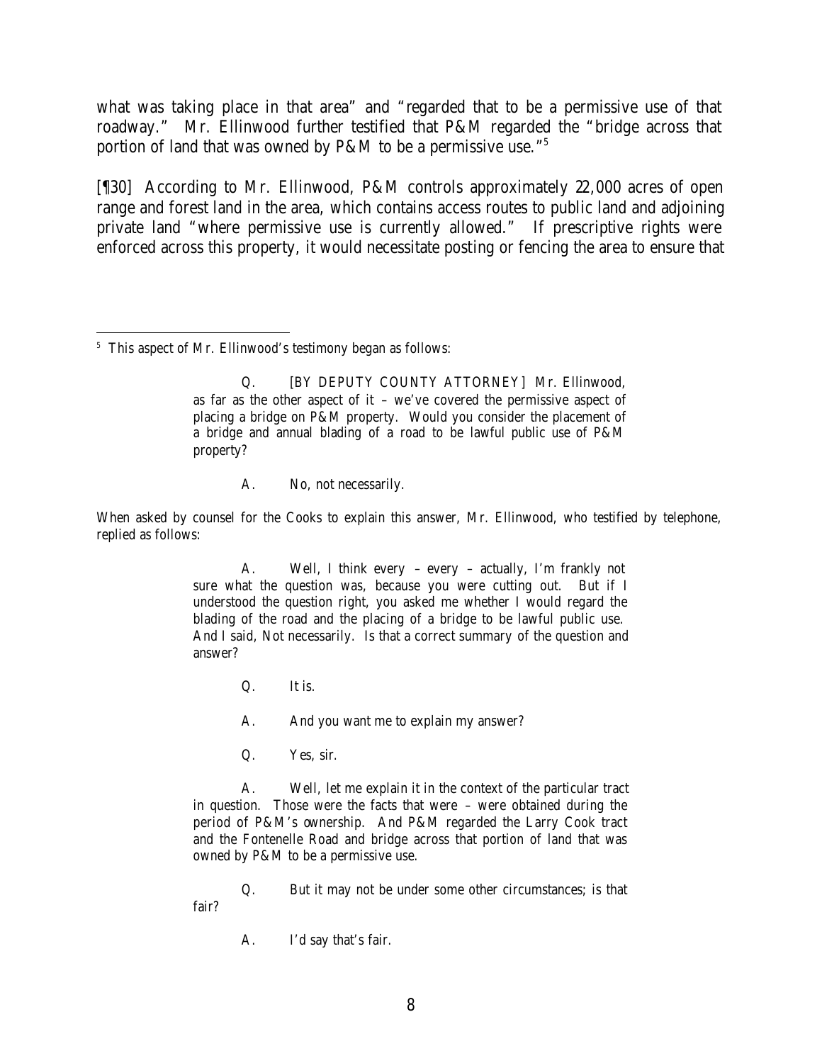what was taking place in that area" and "regarded that to be a permissive use of that roadway." Mr. Ellinwood further testified that P&M regarded the "bridge across that portion of land that was owned by P&M to be a permissive use."[5]

[¶30] According to Mr. Ellinwood, P&M controls approximately 22,000 acres of open range and forest land in the area, which contains access routes to public land and adjoining private land "where permissive use is currently allowed." If prescriptive rights were enforced across this property, it would necessitate posting or fencing the area to ensure that

---

[5] This aspect of Mr. Ellinwood's testimony began as follows:

> Q. [BY DEPUTY COUNTY ATTORNEY] Mr. Ellinwood, as far as the other aspect of it – we've covered the permissive aspect of placing a bridge on P&M property. Would you consider the placement of a bridge and annual blading of a road to be lawful public use of P&M property?
>
> A. No, not necessarily.

When asked by counsel for the Cooks to explain this answer, Mr. Ellinwood, who testified by telephone, replied as follows:

> A. Well, I think every – every – actually, I'm frankly not sure what the question was, because you were cutting out. But if I understood the question right, you asked me whether I would regard the blading of the road and the placing of a bridge to be lawful public use. And I said, Not necessarily. Is that a correct summary of the question and answer?
>
> Q. It is.
>
> A. And you want me to explain my answer?
>
> Q. Yes, sir.
>
> A. Well, let me explain it in the context of the particular tract in question. Those were the facts that were – were obtained during the period of P&M's ownership. And P&M regarded the Larry Cook tract and the Fontenelle Road and bridge across that portion of land that was owned by P&M to be a permissive use.
>
> Q. But it may not be under some other circumstances; is that fair?
>
> A. I'd say that's fair.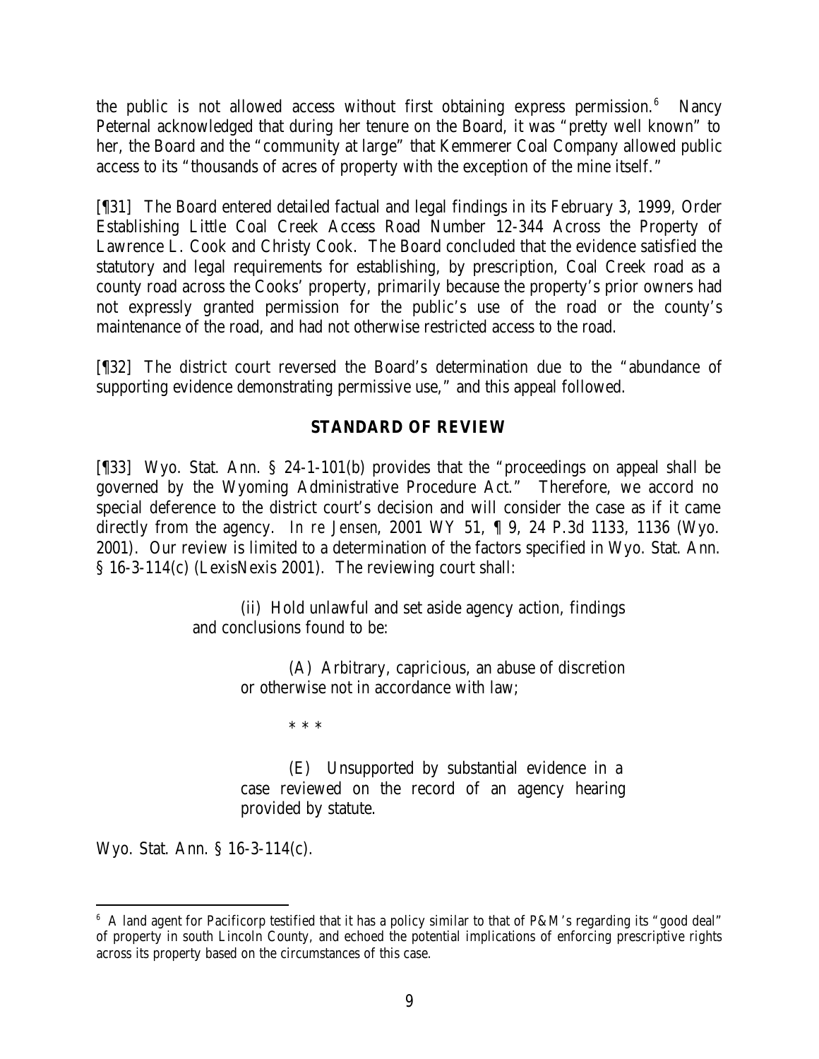the public is not allowed access without first obtaining express permission.[6] Nancy Peternal acknowledged that during her tenure on the Board, it was "pretty well known" to her, the Board and the "community at large" that Kemmerer Coal Company allowed public access to its "thousands of acres of property with the exception of the mine itself."

[¶31] The Board entered detailed factual and legal findings in its February 3, 1999, Order Establishing Little Coal Creek Access Road Number 12-344 Across the Property of Lawrence L. Cook and Christy Cook. The Board concluded that the evidence satisfied the statutory and legal requirements for establishing, by prescription, Coal Creek road as a county road across the Cooks' property, primarily because the property's prior owners had not expressly granted permission for the public's use of the road or the county's maintenance of the road, and had not otherwise restricted access to the road.

[¶32] The district court reversed the Board's determination due to the "abundance of supporting evidence demonstrating permissive use," and this appeal followed.

## STANDARD OF REVIEW

[¶33] Wyo. Stat. Ann. § 24-1-101(b) provides that the "proceedings on appeal shall be governed by the Wyoming Administrative Procedure Act." Therefore, we accord no special deference to the district court's decision and will consider the case as if it came directly from the agency. *In re Jensen*, 2001 WY 51, ¶ 9, 24 P.3d 1133, 1136 (Wyo. 2001). Our review is limited to a determination of the factors specified in Wyo. Stat. Ann. § 16-3-114(c) (LexisNexis 2001). The reviewing court shall:

> (ii) Hold unlawful and set aside agency action, findings and conclusions found to be:
>
> > (A) Arbitrary, capricious, an abuse of discretion or otherwise not in accordance with law;
> >
> > \* \* \*
> >
> > (E) Unsupported by substantial evidence in a case reviewed on the record of an agency hearing provided by statute.

Wyo. Stat. Ann. § 16-3-114(c).

---

[6] A land agent for Pacificorp testified that it has a policy similar to that of P&M's regarding its "good deal" of property in south Lincoln County, and echoed the potential implications of enforcing prescriptive rights across its property based on the circumstances of this case.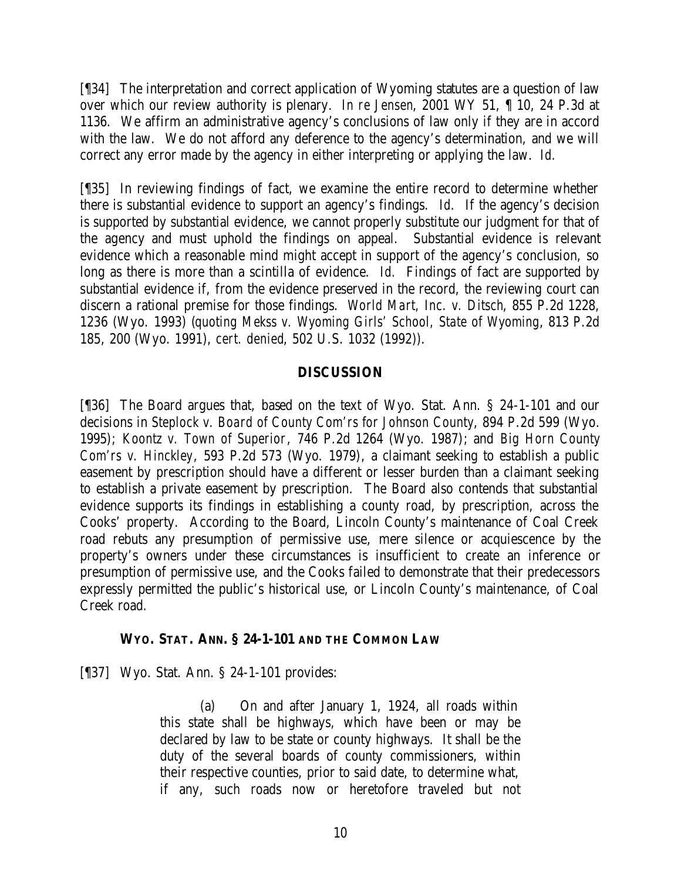[¶34] The interpretation and correct application of Wyoming statutes are a question of law over which our review authority is plenary. *In re Jensen*, 2001 WY 51, ¶ 10, 24 P.3d at 1136. We affirm an administrative agency's conclusions of law only if they are in accord with the law. We do not afford any deference to the agency's determination, and we will correct any error made by the agency in either interpreting or applying the law. *Id.*

[¶35] In reviewing findings of fact, we examine the entire record to determine whether there is substantial evidence to support an agency's findings. *Id.* If the agency's decision is supported by substantial evidence, we cannot properly substitute our judgment for that of the agency and must uphold the findings on appeal. Substantial evidence is relevant evidence which a reasonable mind might accept in support of the agency's conclusion, so long as there is more than a scintilla of evidence. *Id.* Findings of fact are supported by substantial evidence if, from the evidence preserved in the record, the reviewing court can discern a rational premise for those findings. *World Mart, Inc. v. Ditsch*, 855 P.2d 1228, 1236 (Wyo. 1993) (*quoting Mekss v. Wyoming Girls' School, State of Wyoming*, 813 P.2d 185, 200 (Wyo. 1991), *cert. denied*, 502 U.S. 1032 (1992)).

## DISCUSSION

[¶36] The Board argues that, based on the text of Wyo. Stat. Ann. § 24-1-101 and our decisions in *Steplock v. Board of County Com'rs for Johnson County*, 894 P.2d 599 (Wyo. 1995); *Koontz v. Town of Superior*, 746 P.2d 1264 (Wyo. 1987); and *Big Horn County Com'rs v. Hinckley*, 593 P.2d 573 (Wyo. 1979), a claimant seeking to establish a public easement by prescription should have a different or lesser burden than a claimant seeking to establish a private easement by prescription. The Board also contends that substantial evidence supports its findings in establishing a county road, by prescription, across the Cooks' property. According to the Board, Lincoln County's maintenance of Coal Creek road rebuts any presumption of permissive use, mere silence or acquiescence by the property's owners under these circumstances is insufficient to create an inference or presumption of permissive use, and the Cooks failed to demonstrate that their predecessors expressly permitted the public's historical use, or Lincoln County's maintenance, of Coal Creek road.

### WYO. STAT. ANN. § 24-1-101 AND THE COMMON LAW

[¶37] Wyo. Stat. Ann. § 24-1-101 provides:

> (a) On and after January 1, 1924, all roads within this state shall be highways, which have been or may be declared by law to be state or county highways. It shall be the duty of the several boards of county commissioners, within their respective counties, prior to said date, to determine what, if any, such roads now or heretofore traveled but not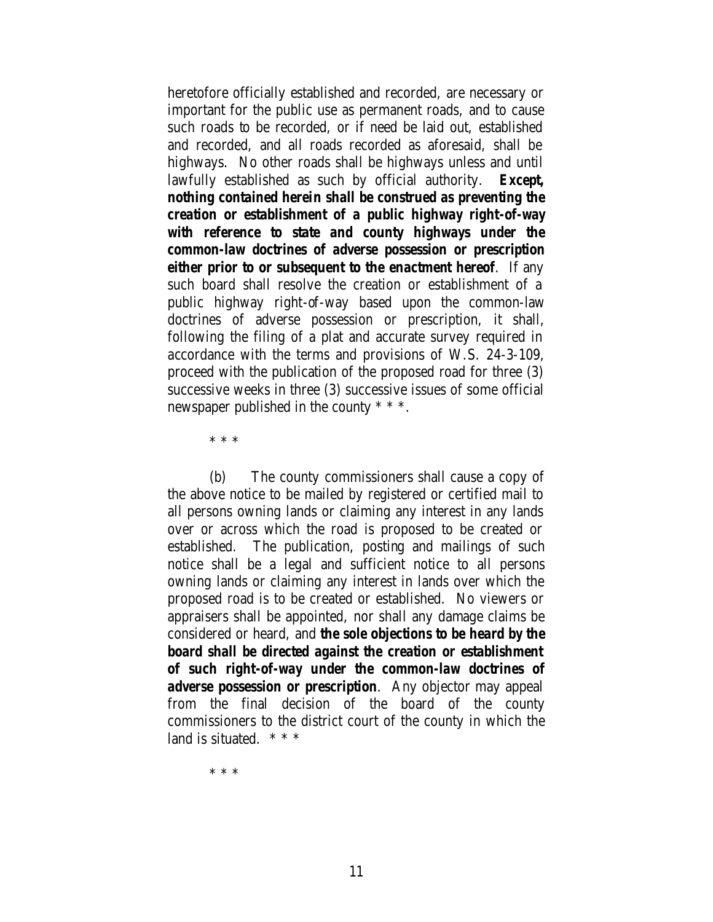heretofore officially established and recorded, are necessary or important for the public use as permanent roads, and to cause such roads to be recorded, or if need be laid out, established and recorded, and all roads recorded as aforesaid, shall be highways. No other roads shall be highways unless and until lawfully established as such by official authority. ***Except, nothing contained herein shall be construed as preventing the creation or establishment of a public highway right-of-way with reference to state and county highways under the common-law doctrines of adverse possession or prescription either prior to or subsequent to the enactment hereof***. If any such board shall resolve the creation or establishment of a public highway right-of-way based upon the common-law doctrines of adverse possession or prescription, it shall, following the filing of a plat and accurate survey required in accordance with the terms and provisions of W.S. 24-3-109, proceed with the publication of the proposed road for three (3) successive weeks in three (3) successive issues of some official newspaper published in the county * * *.

* * *

(b) The county commissioners shall cause a copy of the above notice to be mailed by registered or certified mail to all persons owning lands or claiming any interest in any lands over or across which the road is proposed to be created or established. The publication, posting and mailings of such notice shall be a legal and sufficient notice to all persons owning lands or claiming any interest in lands over which the proposed road is to be created or established. No viewers or appraisers shall be appointed, nor shall any damage claims be considered or heard, and ***the sole objections to be heard by the board shall be directed against the creation or establishment of such right-of-way under the common-law doctrines of adverse possession or prescription***. Any objector may appeal from the final decision of the board of the county commissioners to the district court of the county in which the land is situated. * * *

* * *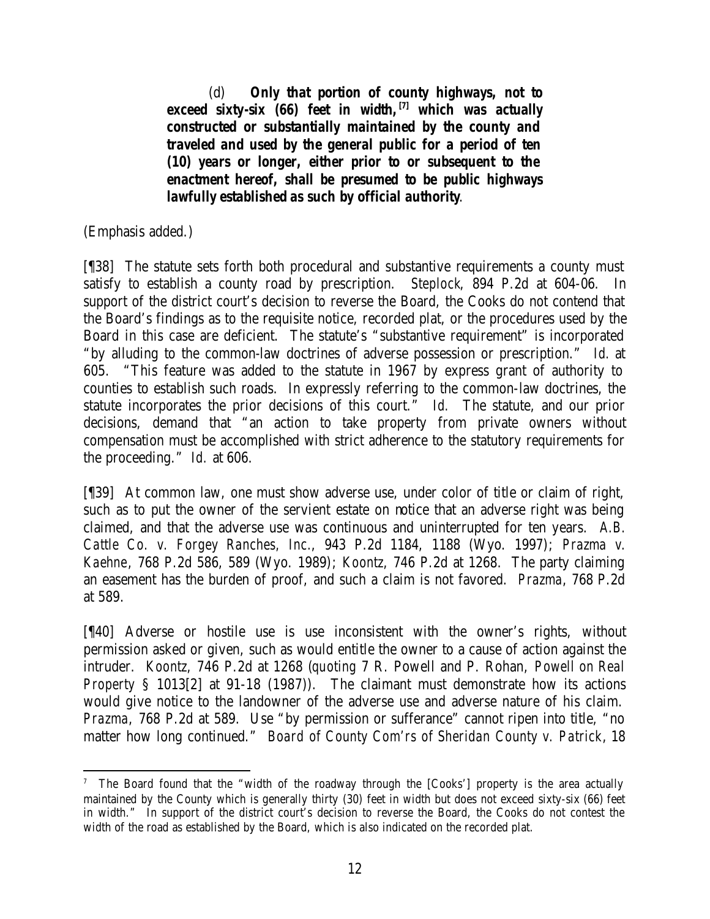(d) **Only that portion of county highways, not to exceed sixty-six (66) feet in width,[7] which was actually constructed or substantially maintained by the county and traveled and used by the general public for a period of ten (10) years or longer, either prior to or subsequent to the enactment hereof, shall be presumed to be public highways lawfully established as such by official authority**.

(Emphasis added.)

[¶38] The statute sets forth both procedural and substantive requirements a county must satisfy to establish a county road by prescription. *Steplock*, 894 P.2d at 604-06. In support of the district court's decision to reverse the Board, the Cooks do not contend that the Board's findings as to the requisite notice, recorded plat, or the procedures used by the Board in this case are deficient. The statute's "substantive requirement" is incorporated "by alluding to the common-law doctrines of adverse possession or prescription." *Id.* at 605. "This feature was added to the statute in 1967 by express grant of authority to counties to establish such roads. In expressly referring to the common-law doctrines, the statute incorporates the prior decisions of this court." *Id.* The statute, and our prior decisions, demand that "an action to take property from private owners without compensation must be accomplished with strict adherence to the statutory requirements for the proceeding." *Id.* at 606.

[¶39] At common law, one must show adverse use, under color of title or claim of right, such as to put the owner of the servient estate on notice that an adverse right was being claimed, and that the adverse use was continuous and uninterrupted for ten years. *A.B. Cattle Co. v. Forgey Ranches, Inc.*, 943 P.2d 1184, 1188 (Wyo. 1997); *Prazma v. Kaehne*, 768 P.2d 586, 589 (Wyo. 1989); *Koontz*, 746 P.2d at 1268. The party claiming an easement has the burden of proof, and such a claim is not favored. *Prazma*, 768 P.2d at 589.

[¶40] Adverse or hostile use is use inconsistent with the owner's rights, without permission asked or given, such as would entitle the owner to a cause of action against the intruder. *Koontz*, 746 P.2d at 1268 (*quoting* 7 R. Powell and P. Rohan, *Powell on Real Property* § 1013[2] at 91-18 (1987)). The claimant must demonstrate how its actions would give notice to the landowner of the adverse use and adverse nature of his claim. *Prazma*, 768 P.2d at 589. Use "by permission or sufferance" cannot ripen into title, "no matter how long continued." *Board of County Com'rs of Sheridan County v. Patrick*, 18

---

[7] The Board found that the "width of the roadway through the [Cooks'] property is the area actually maintained by the County which is generally thirty (30) feet in width but does not exceed sixty-six (66) feet in width." In support of the district court's decision to reverse the Board, the Cooks do not contest the width of the road as established by the Board, which is also indicated on the recorded plat.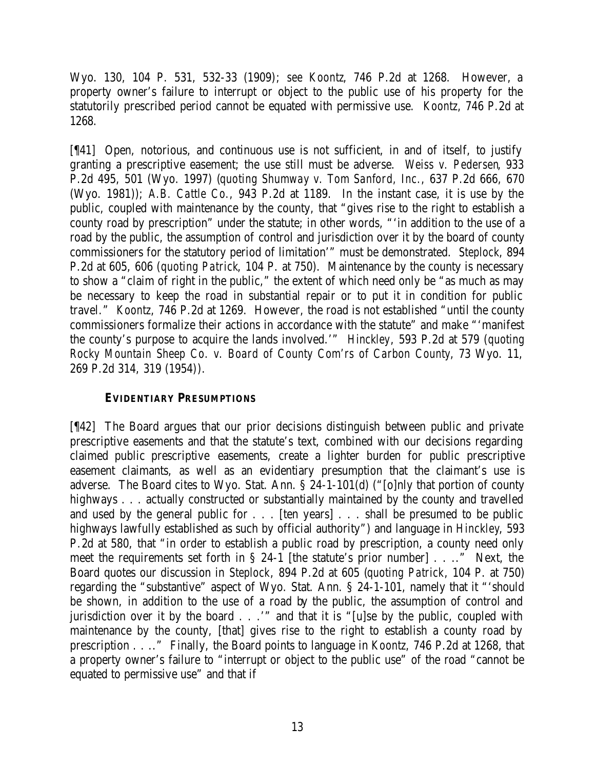Wyo. 130, 104 P. 531, 532-33 (1909); *see Koontz*, 746 P.2d at 1268. However, a property owner's failure to interrupt or object to the public use of his property for the statutorily prescribed period cannot be equated with permissive use. *Koontz*, 746 P.2d at 1268.

[¶41] Open, notorious, and continuous use is not sufficient, in and of itself, to justify granting a prescriptive easement; the use still must be adverse. *Weiss v. Pedersen*, 933 P.2d 495, 501 (Wyo. 1997) (*quoting Shumway v. Tom Sanford, Inc.*, 637 P.2d 666, 670 (Wyo. 1981)); *A.B. Cattle Co.*, 943 P.2d at 1189. In the instant case, it is use by the public, coupled with maintenance by the county, that "gives rise to the right to establish a county road by prescription" under the statute; in other words, "'in addition to the use of a road by the public, the assumption of control and jurisdiction over it by the board of county commissioners for the statutory period of limitation'" must be demonstrated. *Steplock*, 894 P.2d at 605, 606 (*quoting Patrick*, 104 P. at 750). Maintenance by the county is necessary to show a "claim of right in the public," the extent of which need only be "as much as may be necessary to keep the road in substantial repair or to put it in condition for public travel." *Koontz*, 746 P.2d at 1269. However, the road is not established "until the county commissioners formalize their actions in accordance with the statute" and make "'manifest the county's purpose to acquire the lands involved.'" *Hinckley*, 593 P.2d at 579 (*quoting Rocky Mountain Sheep Co. v. Board of County Com'rs of Carbon County*, 73 Wyo. 11, 269 P.2d 314, 319 (1954)).

### EVIDENTIARY PRESUMPTIONS

[¶42] The Board argues that our prior decisions distinguish between public and private prescriptive easements and that the statute's text, combined with our decisions regarding claimed public prescriptive easements, create a lighter burden for public prescriptive easement claimants, as well as an evidentiary presumption that the claimant's use is adverse. The Board cites to Wyo. Stat. Ann. § 24-1-101(d) ("[o]nly that portion of county highways . . . actually constructed or substantially maintained by the county and travelled and used by the general public for . . . [ten years] . . . shall be presumed to be public highways lawfully established as such by official authority") and language in *Hinckley*, 593 P.2d at 580, that "in order to establish a public road by prescription, a county need only meet the requirements set forth in § 24-1 [the statute's prior number] . . .." Next, the Board quotes our discussion in *Steplock*, 894 P.2d at 605 (*quoting Patrick*, 104 P. at 750) regarding the "substantive" aspect of Wyo. Stat. Ann. § 24-1-101, namely that it "'should be shown, in addition to the use of a road by the public, the assumption of control and jurisdiction over it by the board . . .'" and that it is "[u]se by the public, coupled with maintenance by the county, [that] gives rise to the right to establish a county road by prescription . . .." Finally, the Board points to language in *Koontz*, 746 P.2d at 1268, that a property owner's failure to "interrupt or object to the public use" of the road "cannot be equated to permissive use" and that if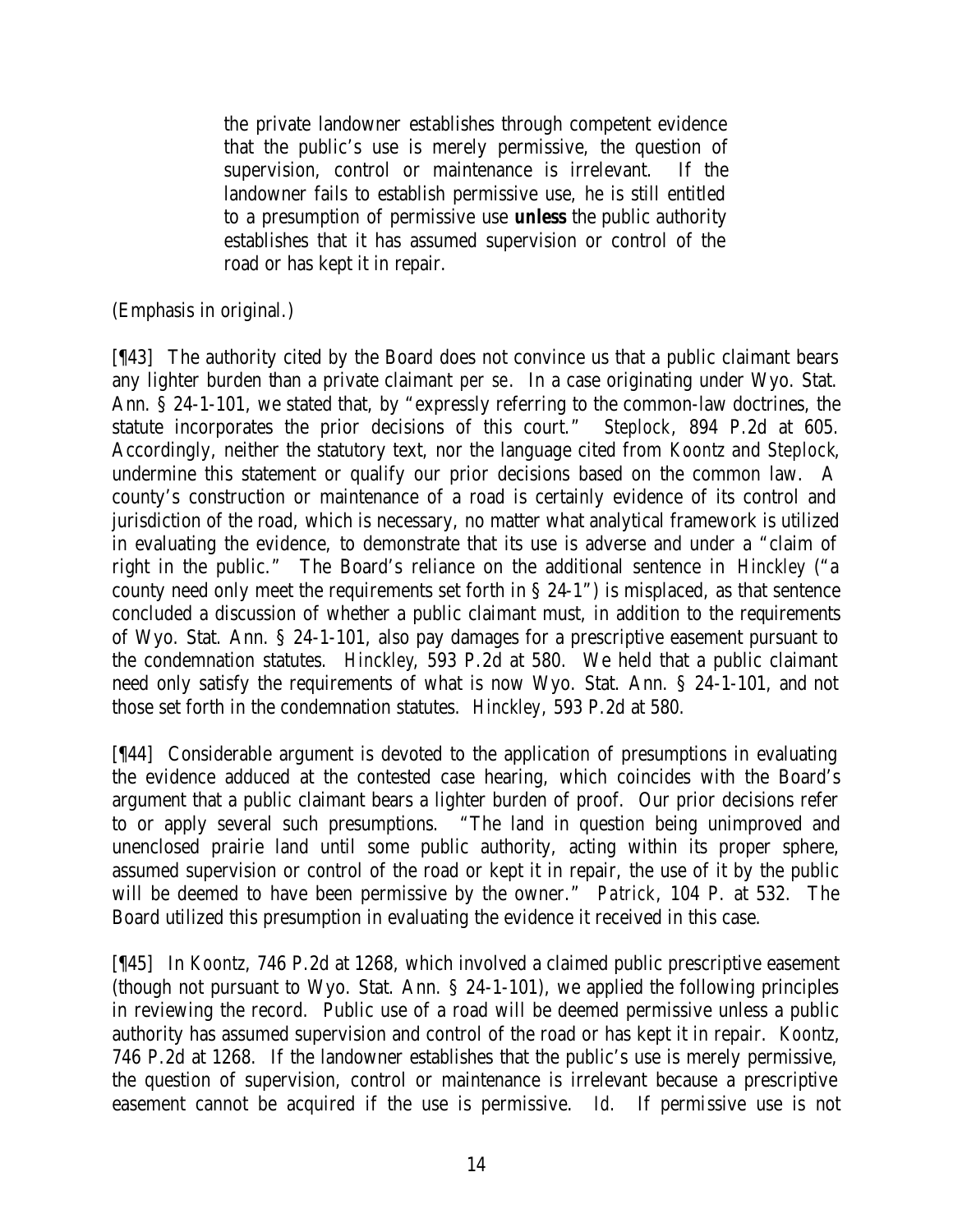> the private landowner establishes through competent evidence that the public's use is merely permissive, the question of supervision, control or maintenance is irrelevant. If the landowner fails to establish permissive use, he is still entitled to a presumption of permissive use **unless** the public authority establishes that it has assumed supervision or control of the road or has kept it in repair.

(Emphasis in original.)

[¶43] The authority cited by the Board does not convince us that a public claimant bears any lighter burden than a private claimant *per se*. In a case originating under Wyo. Stat. Ann. § 24-1-101, we stated that, by "expressly referring to the common-law doctrines, the statute incorporates the prior decisions of this court." *Steplock*, 894 P.2d at 605. Accordingly, neither the statutory text, nor the language cited from *Koontz* and *Steplock*, undermine this statement or qualify our prior decisions based on the common law. A county's construction or maintenance of a road is certainly evidence of its control and jurisdiction of the road, which is necessary, no matter what analytical framework is utilized in evaluating the evidence, to demonstrate that its use is adverse and under a "claim of right in the public." The Board's reliance on the additional sentence in *Hinckley* ("a county need only meet the requirements set forth in § 24-1") is misplaced, as that sentence concluded a discussion of whether a public claimant must, in addition to the requirements of Wyo. Stat. Ann. § 24-1-101, also pay damages for a prescriptive easement pursuant to the condemnation statutes. *Hinckley*, 593 P.2d at 580. We held that a public claimant need only satisfy the requirements of what is now Wyo. Stat. Ann. § 24-1-101, and not those set forth in the condemnation statutes. *Hinckley*, 593 P.2d at 580.

[¶44] Considerable argument is devoted to the application of presumptions in evaluating the evidence adduced at the contested case hearing, which coincides with the Board's argument that a public claimant bears a lighter burden of proof. Our prior decisions refer to or apply several such presumptions. "The land in question being unimproved and unenclosed prairie land until some public authority, acting within its proper sphere, assumed supervision or control of the road or kept it in repair, the use of it by the public will be deemed to have been permissive by the owner." *Patrick*, 104 P. at 532. The Board utilized this presumption in evaluating the evidence it received in this case.

[¶45] In *Koontz*, 746 P.2d at 1268, which involved a claimed public prescriptive easement (though not pursuant to Wyo. Stat. Ann. § 24-1-101), we applied the following principles in reviewing the record. Public use of a road will be deemed permissive unless a public authority has assumed supervision and control of the road or has kept it in repair. *Koontz*, 746 P.2d at 1268. If the landowner establishes that the public's use is merely permissive, the question of supervision, control or maintenance is irrelevant because a prescriptive easement cannot be acquired if the use is permissive. *Id.* If permissive use is not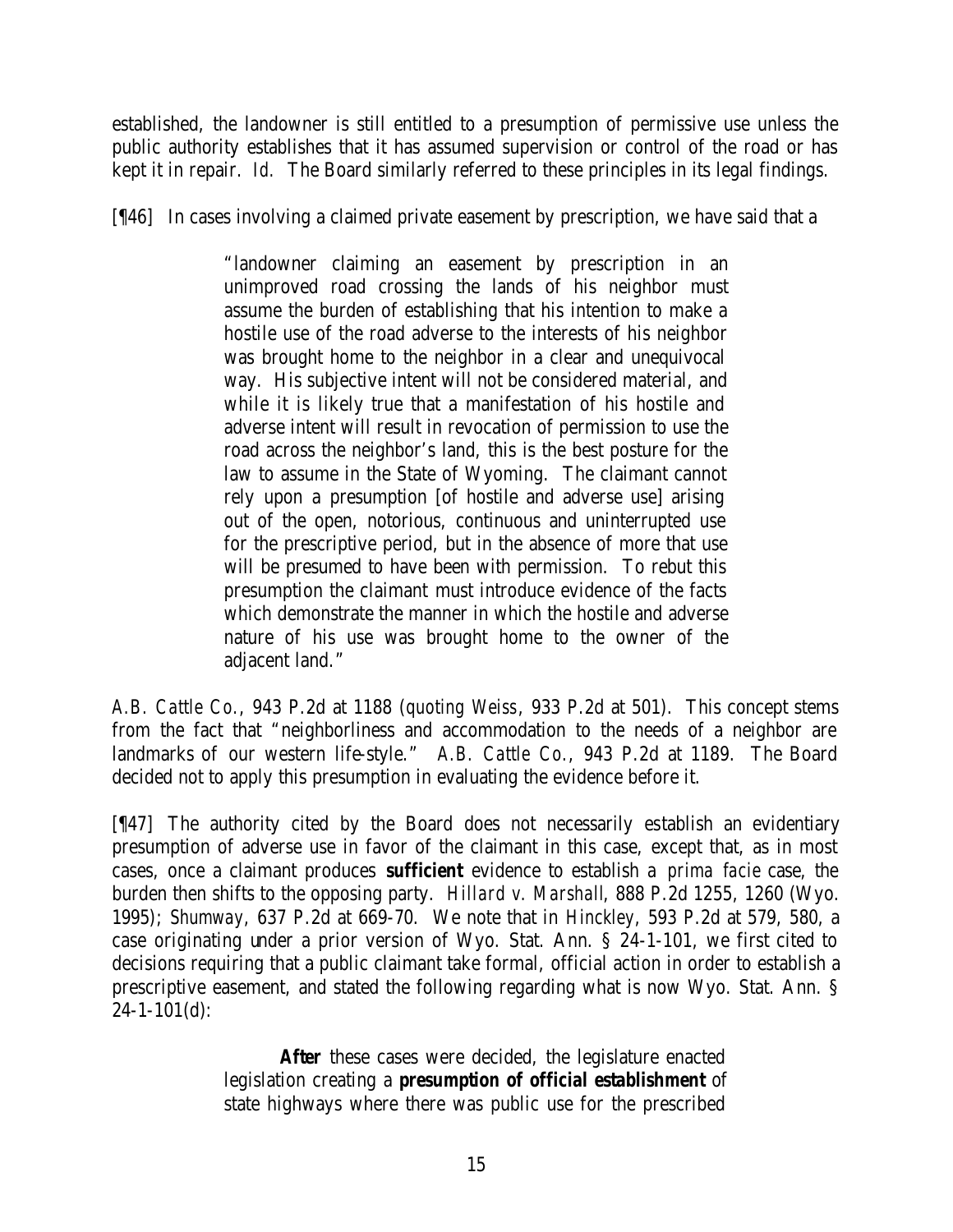established, the landowner is still entitled to a presumption of permissive use unless the public authority establishes that it has assumed supervision or control of the road or has kept it in repair. *Id.* The Board similarly referred to these principles in its legal findings.

[¶46] In cases involving a claimed private easement by prescription, we have said that a

> "landowner claiming an easement by prescription in an unimproved road crossing the lands of his neighbor must assume the burden of establishing that his intention to make a hostile use of the road adverse to the interests of his neighbor was brought home to the neighbor in a clear and unequivocal way. His subjective intent will not be considered material, and while it is likely true that a manifestation of his hostile and adverse intent will result in revocation of permission to use the road across the neighbor's land, this is the best posture for the law to assume in the State of Wyoming. The claimant cannot rely upon a presumption [of hostile and adverse use] arising out of the open, notorious, continuous and uninterrupted use for the prescriptive period, but in the absence of more that use will be presumed to have been with permission. To rebut this presumption the claimant must introduce evidence of the facts which demonstrate the manner in which the hostile and adverse nature of his use was brought home to the owner of the adjacent land."

*A.B. Cattle Co.*, 943 P.2d at 1188 (*quoting Weiss*, 933 P.2d at 501). This concept stems from the fact that "neighborliness and accommodation to the needs of a neighbor are landmarks of our western life-style." *A.B. Cattle Co.*, 943 P.2d at 1189. The Board decided not to apply this presumption in evaluating the evidence before it.

[¶47] The authority cited by the Board does not necessarily establish an evidentiary presumption of adverse use in favor of the claimant in this case, except that, as in most cases, once a claimant produces **sufficient** evidence to establish a *prima facie* case, the burden then shifts to the opposing party. *Hillard v. Marshall*, 888 P.2d 1255, 1260 (Wyo. 1995); *Shumway*, 637 P.2d at 669-70. We note that in *Hinckley*, 593 P.2d at 579, 580, a case originating under a prior version of Wyo. Stat. Ann. § 24-1-101, we first cited to decisions requiring that a public claimant take formal, official action in order to establish a prescriptive easement, and stated the following regarding what is now Wyo. Stat. Ann. § 24-1-101(d):

> **After** these cases were decided, the legislature enacted legislation creating a **presumption of official establishment** of state highways where there was public use for the prescribed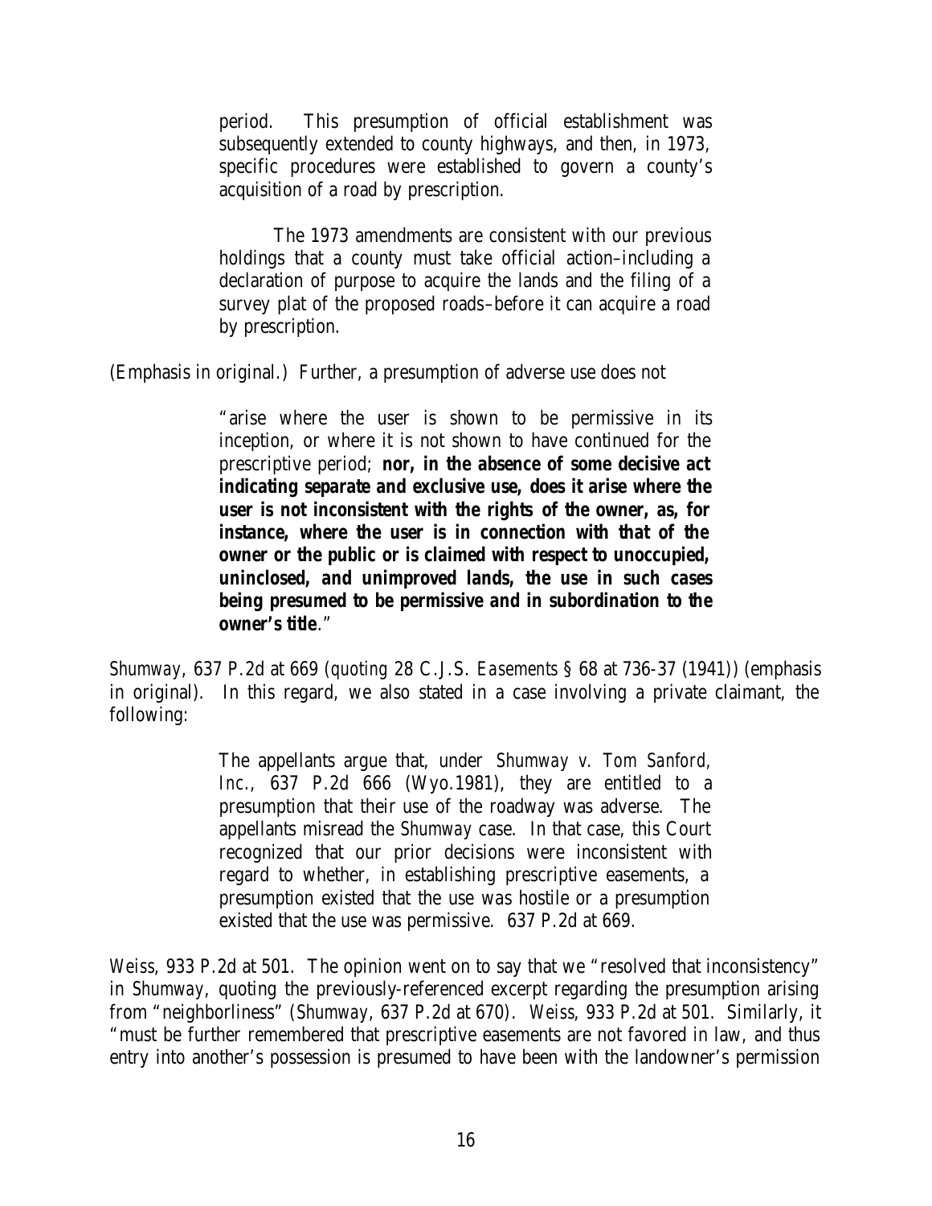> period. This presumption of official establishment was subsequently extended to county highways, and then, in 1973, specific procedures were established to govern a county's acquisition of a road by prescription.
>
> The 1973 amendments are consistent with our previous holdings that a county must take official action–including a declaration of purpose to acquire the lands and the filing of a survey plat of the proposed roads–before it can acquire a road by prescription.

(Emphasis in original.) Further, a presumption of adverse use does not

> "arise where the user is shown to be permissive in its inception, or where it is not shown to have continued for the prescriptive period; **nor, in the absence of some decisive act indicating separate and exclusive use, does it arise where the user is not inconsistent with the rights of the owner, as, for instance, where the user is in connection with that of the owner or the public or is claimed with respect to unoccupied, uninclosed, and unimproved lands, the use in such cases being presumed to be permissive and in subordination to the owner's title**."

*Shumway*, 637 P.2d at 669 (*quoting* 28 C.J.S. *Easements* § 68 at 736-37 (1941)) (emphasis in original). In this regard, we also stated in a case involving a private claimant, the following:

> The appellants argue that, under *Shumway v. Tom Sanford, Inc.*, 637 P.2d 666 (Wyo.1981), they are entitled to a presumption that their use of the roadway was adverse. The appellants misread the *Shumway* case. In that case, this Court recognized that our prior decisions were inconsistent with regard to whether, in establishing prescriptive easements, a presumption existed that the use was hostile or a presumption existed that the use was permissive. 637 P.2d at 669.

*Weiss*, 933 P.2d at 501. The opinion went on to say that we "resolved that inconsistency" in *Shumway*, quoting the previously-referenced excerpt regarding the presumption arising from "neighborliness" (*Shumway*, 637 P.2d at 670). *Weiss*, 933 P.2d at 501. Similarly, it "must be further remembered that prescriptive easements are not favored in law, and thus entry into another's possession is presumed to have been with the landowner's permission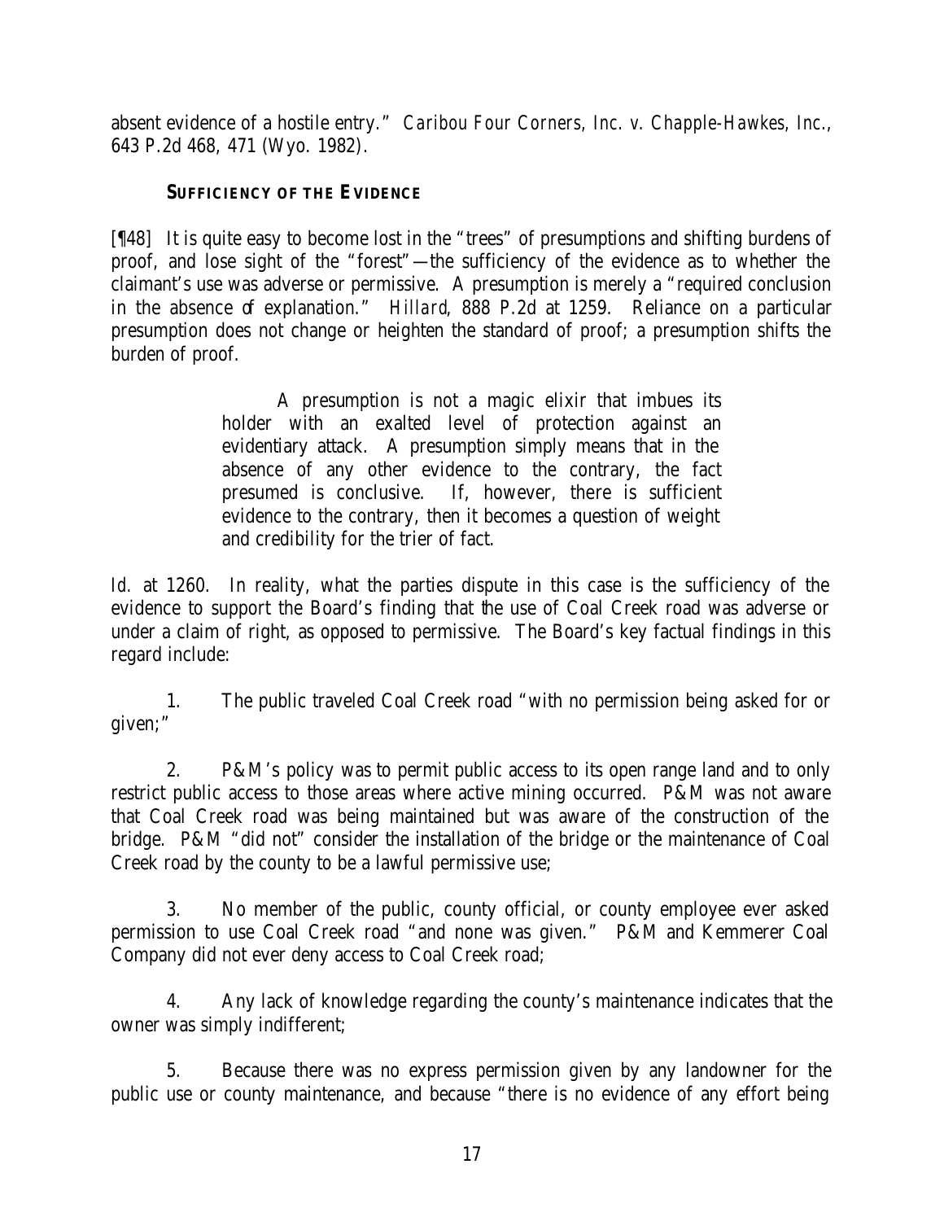absent evidence of a hostile entry." *Caribou Four Corners, Inc. v. Chapple-Hawkes, Inc.*, 643 P.2d 468, 471 (Wyo. 1982).

**SUFFICIENCY OF THE EVIDENCE**

[¶48] It is quite easy to become lost in the "trees" of presumptions and shifting burdens of proof, and lose sight of the "forest"—the sufficiency of the evidence as to whether the claimant's use was adverse or permissive. A presumption is merely a "required conclusion in the absence of explanation." *Hillard*, 888 P.2d at 1259. Reliance on a particular presumption does not change or heighten the standard of proof; a presumption shifts the burden of proof.

> A presumption is not a magic elixir that imbues its holder with an exalted level of protection against an evidentiary attack. A presumption simply means that in the absence of any other evidence to the contrary, the fact presumed is conclusive. If, however, there is sufficient evidence to the contrary, then it becomes a question of weight and credibility for the trier of fact.

*Id.* at 1260. In reality, what the parties dispute in this case is the sufficiency of the evidence to support the Board's finding that the use of Coal Creek road was adverse or under a claim of right, as opposed to permissive. The Board's key factual findings in this regard include:

1. The public traveled Coal Creek road "with no permission being asked for or given;"

2. P&M's policy was to permit public access to its open range land and to only restrict public access to those areas where active mining occurred. P&M was not aware that Coal Creek road was being maintained but was aware of the construction of the bridge. P&M "did not" consider the installation of the bridge or the maintenance of Coal Creek road by the county to be a lawful permissive use;

3. No member of the public, county official, or county employee ever asked permission to use Coal Creek road "and none was given." P&M and Kemmerer Coal Company did not ever deny access to Coal Creek road;

4. Any lack of knowledge regarding the county's maintenance indicates that the owner was simply indifferent;

5. Because there was no express permission given by any landowner for the public use or county maintenance, and because "there is no evidence of any effort being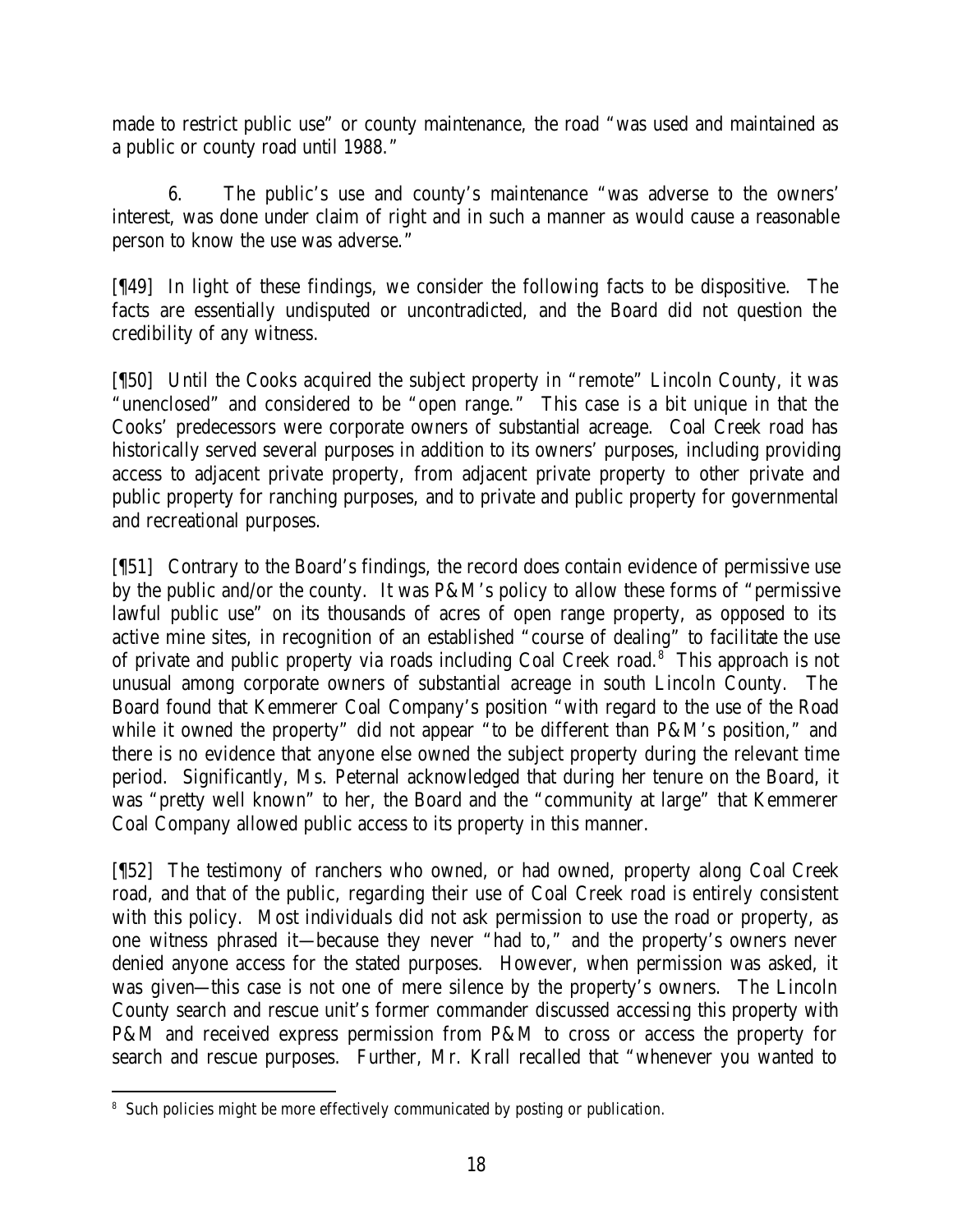made to restrict public use" or county maintenance, the road "was used and maintained as a public or county road until 1988."

6. The public's use and county's maintenance "was adverse to the owners' interest, was done under claim of right and in such a manner as would cause a reasonable person to know the use was adverse."

[¶49] In light of these findings, we consider the following facts to be dispositive. The facts are essentially undisputed or uncontradicted, and the Board did not question the credibility of any witness.

[¶50] Until the Cooks acquired the subject property in "remote" Lincoln County, it was "unenclosed" and considered to be "open range." This case is a bit unique in that the Cooks' predecessors were corporate owners of substantial acreage. Coal Creek road has historically served several purposes in addition to its owners' purposes, including providing access to adjacent private property, from adjacent private property to other private and public property for ranching purposes, and to private and public property for governmental and recreational purposes.

[¶51] Contrary to the Board's findings, the record does contain evidence of permissive use by the public and/or the county. It was P&M's policy to allow these forms of "permissive lawful public use" on its thousands of acres of open range property, as opposed to its active mine sites, in recognition of an established "course of dealing" to facilitate the use of private and public property via roads including Coal Creek road.[8] This approach is not unusual among corporate owners of substantial acreage in south Lincoln County. The Board found that Kemmerer Coal Company's position "with regard to the use of the Road while it owned the property" did not appear "to be different than P&M's position," and there is no evidence that anyone else owned the subject property during the relevant time period. Significantly, Ms. Peternal acknowledged that during her tenure on the Board, it was "pretty well known" to her, the Board and the "community at large" that Kemmerer Coal Company allowed public access to its property in this manner.

[¶52] The testimony of ranchers who owned, or had owned, property along Coal Creek road, and that of the public, regarding their use of Coal Creek road is entirely consistent with this policy. Most individuals did not ask permission to use the road or property, as one witness phrased it—because they never "had to," and the property's owners never denied anyone access for the stated purposes. However, when permission was asked, it was given—this case is not one of mere silence by the property's owners. The Lincoln County search and rescue unit's former commander discussed accessing this property with P&M and received express permission from P&M to cross or access the property for search and rescue purposes. Further, Mr. Krall recalled that "whenever you wanted to

[8] Such policies might be more effectively communicated by posting or publication.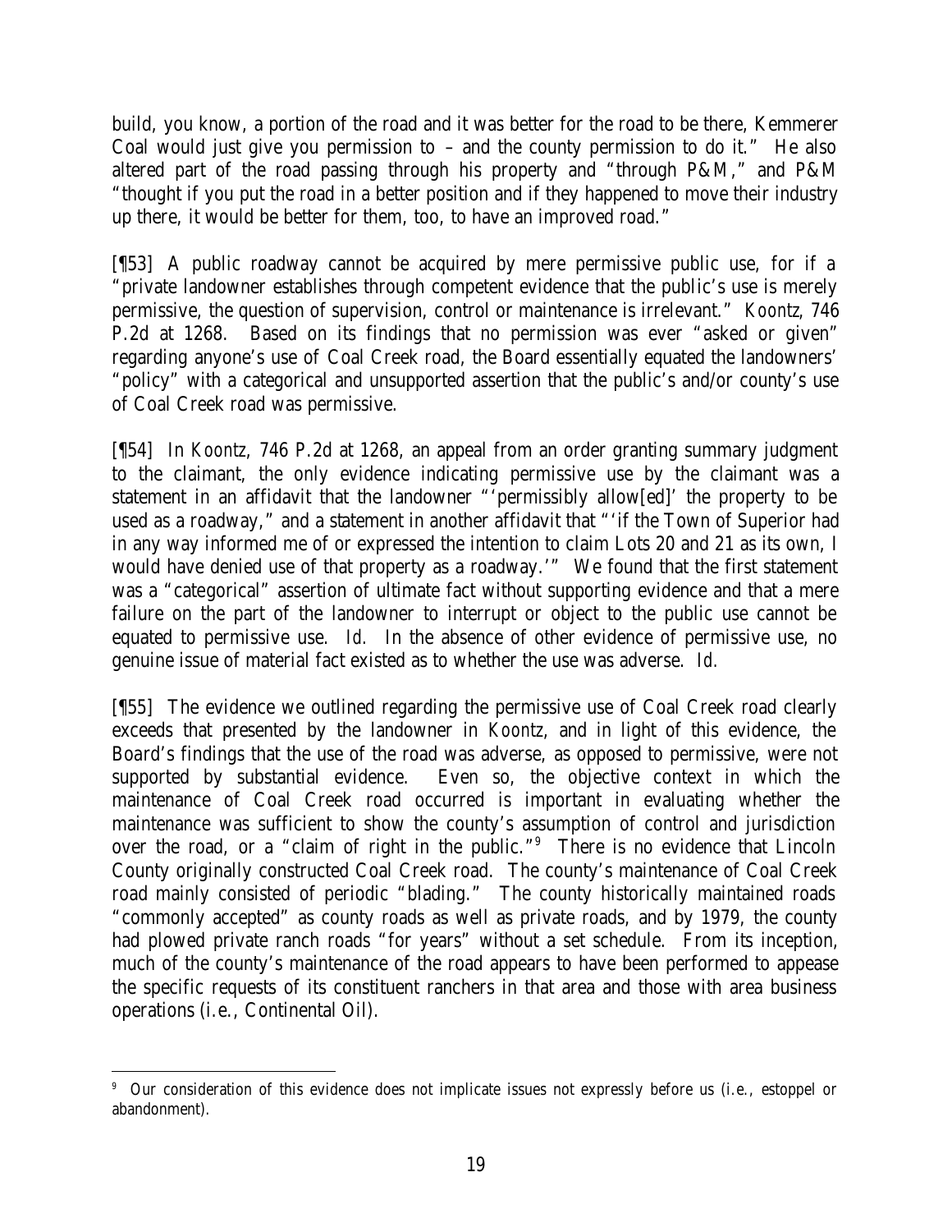build, you know, a portion of the road and it was better for the road to be there, Kemmerer Coal would just give you permission to – and the county permission to do it." He also altered part of the road passing through his property and "through P&M," and P&M "thought if you put the road in a better position and if they happened to move their industry up there, it would be better for them, too, to have an improved road."

[¶53] A public roadway cannot be acquired by mere permissive public use, for if a "private landowner establishes through competent evidence that the public's use is merely permissive, the question of supervision, control or maintenance is irrelevant." *Koontz*, 746 P.2d at 1268. Based on its findings that no permission was ever "asked or given" regarding anyone's use of Coal Creek road, the Board essentially equated the landowners' "policy" with a categorical and unsupported assertion that the public's and/or county's use of Coal Creek road was permissive.

[¶54] In *Koontz*, 746 P.2d at 1268, an appeal from an order granting summary judgment to the claimant, the only evidence indicating permissive use by the claimant was a statement in an affidavit that the landowner "'permissibly allow[ed]' the property to be used as a roadway," and a statement in another affidavit that "'if the Town of Superior had in any way informed me of or expressed the intention to claim Lots 20 and 21 as its own, I would have denied use of that property as a roadway.'" We found that the first statement was a "categorical" assertion of ultimate fact without supporting evidence and that a mere failure on the part of the landowner to interrupt or object to the public use cannot be equated to permissive use. *Id.* In the absence of other evidence of permissive use, no genuine issue of material fact existed as to whether the use was adverse. *Id.*

[¶55] The evidence we outlined regarding the permissive use of Coal Creek road clearly exceeds that presented by the landowner in *Koontz*, and in light of this evidence, the Board's findings that the use of the road was adverse, as opposed to permissive, were not supported by substantial evidence. Even so, the objective context in which the maintenance of Coal Creek road occurred is important in evaluating whether the maintenance was sufficient to show the county's assumption of control and jurisdiction over the road, or a "claim of right in the public."[9] There is no evidence that Lincoln County originally constructed Coal Creek road. The county's maintenance of Coal Creek road mainly consisted of periodic "blading." The county historically maintained roads "commonly accepted" as county roads as well as private roads, and by 1979, the county had plowed private ranch roads "for years" without a set schedule. From its inception, much of the county's maintenance of the road appears to have been performed to appease the specific requests of its constituent ranchers in that area and those with area business operations (*i.e.*, Continental Oil).

---

[9] Our consideration of this evidence does not implicate issues not expressly before us (*i.e.*, estoppel or abandonment).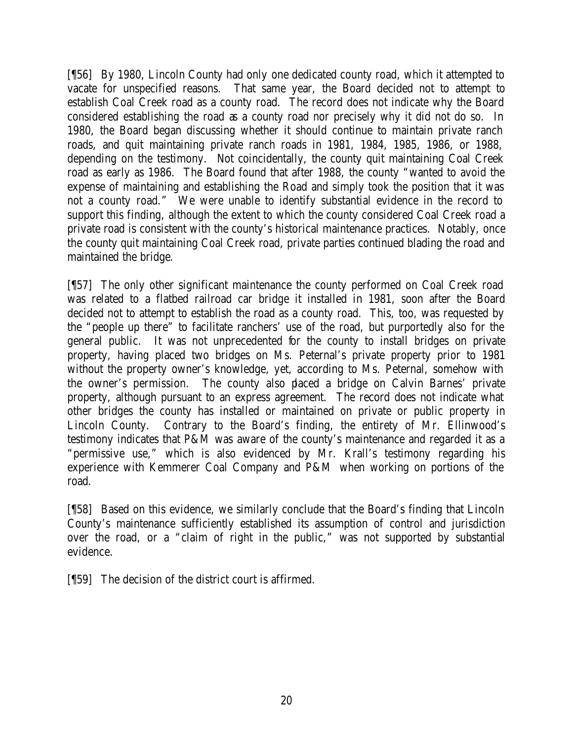[¶56] By 1980, Lincoln County had only one dedicated county road, which it attempted to vacate for unspecified reasons. That same year, the Board decided not to attempt to establish Coal Creek road as a county road. The record does not indicate why the Board considered establishing the road as a county road nor precisely why it did not do so. In 1980, the Board began discussing whether it should continue to maintain private ranch roads, and quit maintaining private ranch roads in 1981, 1984, 1985, 1986, or 1988, depending on the testimony. Not coincidentally, the county quit maintaining Coal Creek road as early as 1986. The Board found that after 1988, the county "wanted to avoid the expense of maintaining and establishing the Road and simply took the position that it was not a county road." We were unable to identify substantial evidence in the record to support this finding, although the extent to which the county considered Coal Creek road a private road is consistent with the county's historical maintenance practices. Notably, once the county quit maintaining Coal Creek road, private parties continued blading the road and maintained the bridge.

[¶57] The only other significant maintenance the county performed on Coal Creek road was related to a flatbed railroad car bridge it installed in 1981, soon after the Board decided not to attempt to establish the road as a county road. This, too, was requested by the "people up there" to facilitate ranchers' use of the road, but purportedly also for the general public. It was not unprecedented for the county to install bridges on private property, having placed two bridges on Ms. Peternal's private property prior to 1981 without the property owner's knowledge, yet, according to Ms. Peternal, somehow with the owner's permission. The county also placed a bridge on Calvin Barnes' private property, although pursuant to an express agreement. The record does not indicate what other bridges the county has installed or maintained on private or public property in Lincoln County. Contrary to the Board's finding, the entirety of Mr. Ellinwood's testimony indicates that P&M was aware of the county's maintenance and regarded it as a "permissive use," which is also evidenced by Mr. Krall's testimony regarding his experience with Kemmerer Coal Company and P&M when working on portions of the road.

[¶58] Based on this evidence, we similarly conclude that the Board's finding that Lincoln County's maintenance sufficiently established its assumption of control and jurisdiction over the road, or a "claim of right in the public," was not supported by substantial evidence.

[¶59] The decision of the district court is affirmed.